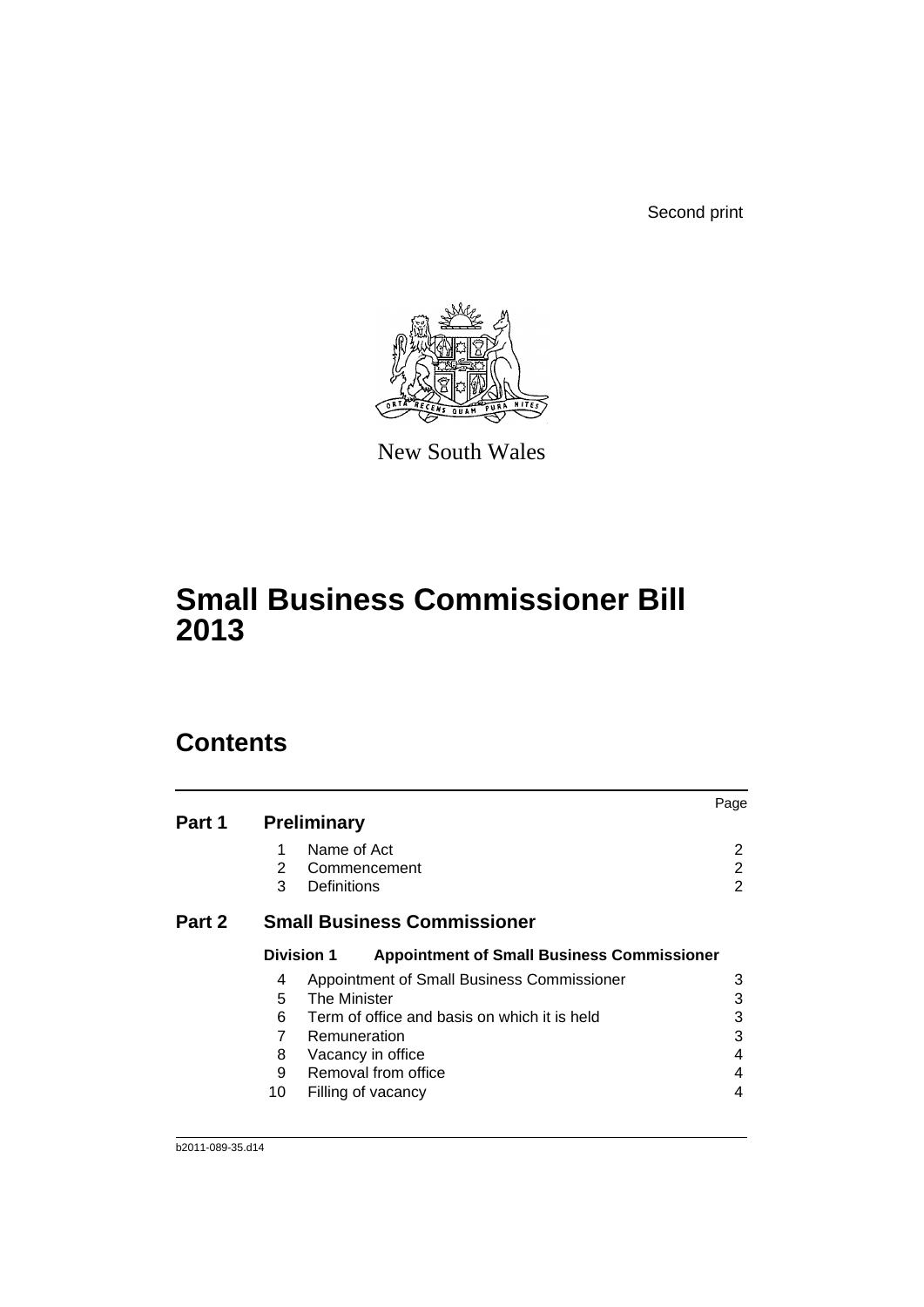Second print

New South Wales

# Small Business Commissioner Bill 2013

## Contents

| | | | Page |
|---|---|---|---|
| **Part 1** | **Preliminary** | | |
| | 1 | Name of Act | 2 |
| | 2 | Commencement | 2 |
| | 3 | Definitions | 2 |
| **Part 2** | **Small Business Commissioner** | | |
| | **Division 1** | **Appointment of Small Business Commissioner** | |
| | 4 | Appointment of Small Business Commissioner | 3 |
| | 5 | The Minister | 3 |
| | 6 | Term of office and basis on which it is held | 3 |
| | 7 | Remuneration | 3 |
| | 8 | Vacancy in office | 4 |
| | 9 | Removal from office | 4 |
| | 10 | Filling of vacancy | 4 |

b2011-089-35.d14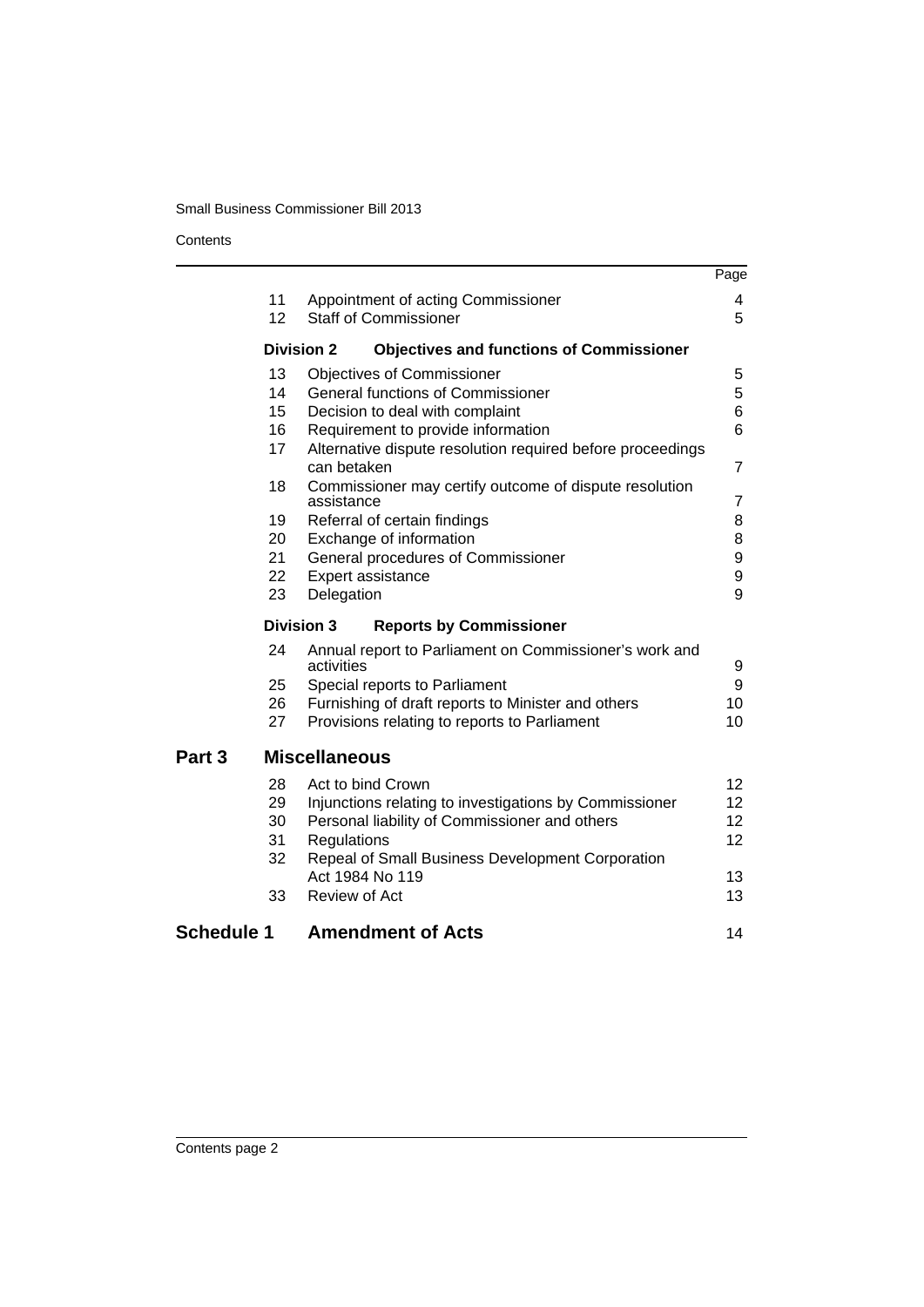| | | Page |
|---|---|---|
| 11 | Appointment of acting Commissioner | 4 |
| 12 | Staff of Commissioner | 5 |
| **Division 2** | **Objectives and functions of Commissioner** | |
| 13 | Objectives of Commissioner | 5 |
| 14 | General functions of Commissioner | 5 |
| 15 | Decision to deal with complaint | 6 |
| 16 | Requirement to provide information | 6 |
| 17 | Alternative dispute resolution required before proceedings can betaken | 7 |
| 18 | Commissioner may certify outcome of dispute resolution assistance | 7 |
| 19 | Referral of certain findings | 8 |
| 20 | Exchange of information | 8 |
| 21 | General procedures of Commissioner | 9 |
| 22 | Expert assistance | 9 |
| 23 | Delegation | 9 |
| **Division 3** | **Reports by Commissioner** | |
| 24 | Annual report to Parliament on Commissioner's work and activities | 9 |
| 25 | Special reports to Parliament | 9 |
| 26 | Furnishing of draft reports to Minister and others | 10 |
| 27 | Provisions relating to reports to Parliament | 10 |
| **Part 3** | **Miscellaneous** | |
| 28 | Act to bind Crown | 12 |
| 29 | Injunctions relating to investigations by Commissioner | 12 |
| 30 | Personal liability of Commissioner and others | 12 |
| 31 | Regulations | 12 |
| 32 | Repeal of Small Business Development Corporation Act 1984 No 119 | 13 |
| 33 | Review of Act | 13 |
| **Schedule 1** | **Amendment of Acts** | 14 |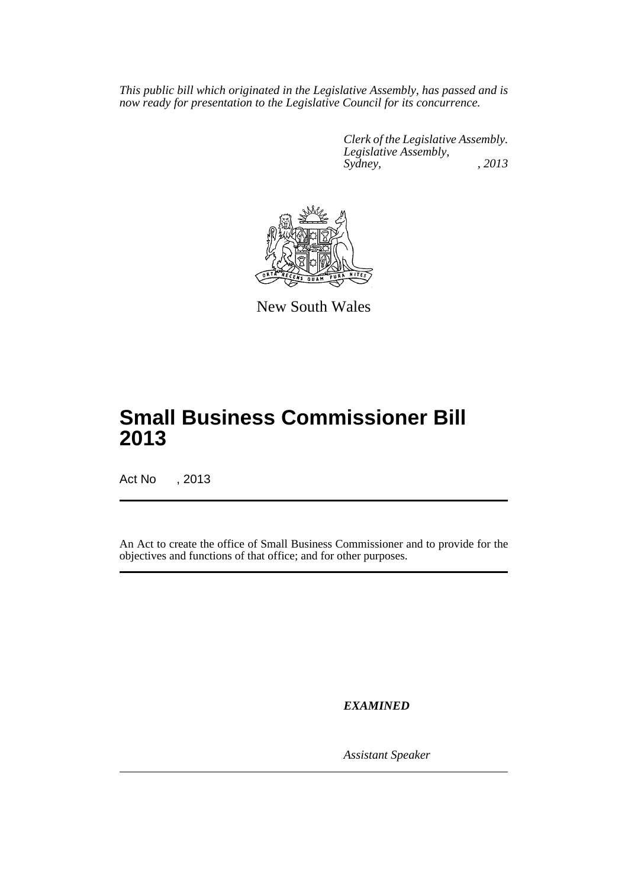*This public bill which originated in the Legislative Assembly, has passed and is now ready for presentation to the Legislative Council for its concurrence.*

*Clerk of the Legislative Assembly.*
*Legislative Assembly,*
*Sydney, , 2013*

New South Wales

# Small Business Commissioner Bill 2013

Act No , 2013

An Act to create the office of Small Business Commissioner and to provide for the objectives and functions of that office; and for other purposes.

***EXAMINED***

*Assistant Speaker*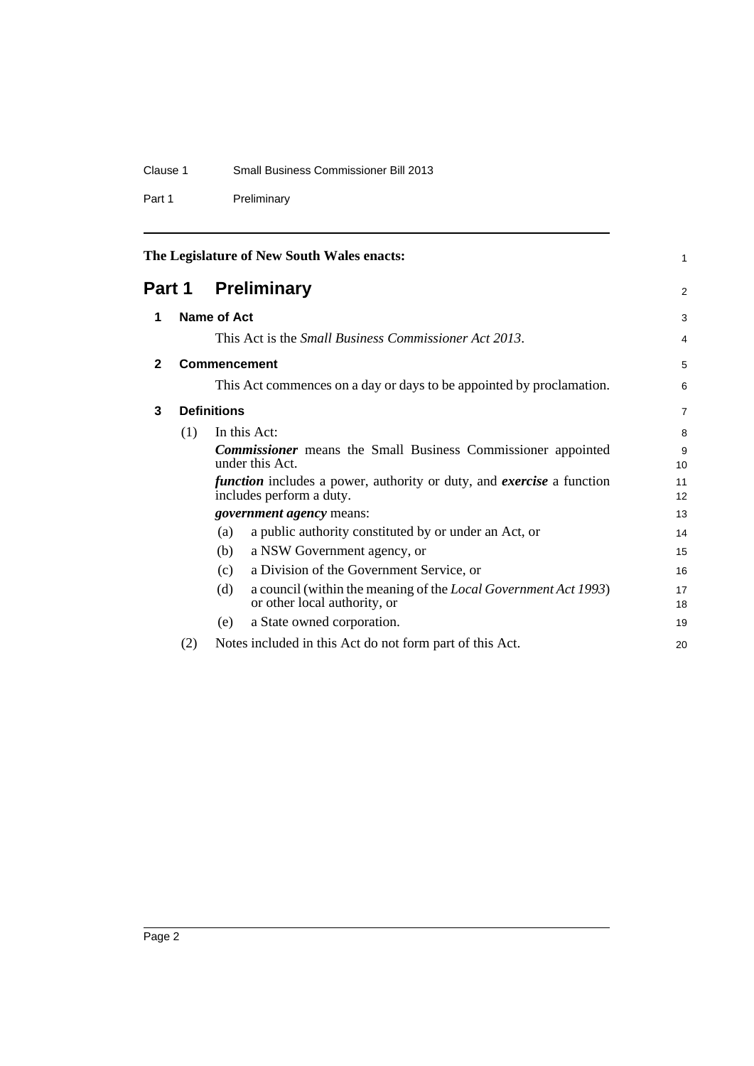The Legislature of New South Wales enacts:

# Part 1 Preliminary

## 1 Name of Act

This Act is the *Small Business Commissioner Act 2013*.

## 2 Commencement

This Act commences on a day or days to be appointed by proclamation.

## 3 Definitions

(1) In this Act:

***Commissioner*** means the Small Business Commissioner appointed under this Act.

***function*** includes a power, authority or duty, and ***exercise*** a function includes perform a duty.

***government agency*** means:

(a) a public authority constituted by or under an Act, or

(b) a NSW Government agency, or

(c) a Division of the Government Service, or

(d) a council (within the meaning of the *Local Government Act 1993*) or other local authority, or

(e) a State owned corporation.

(2) Notes included in this Act do not form part of this Act.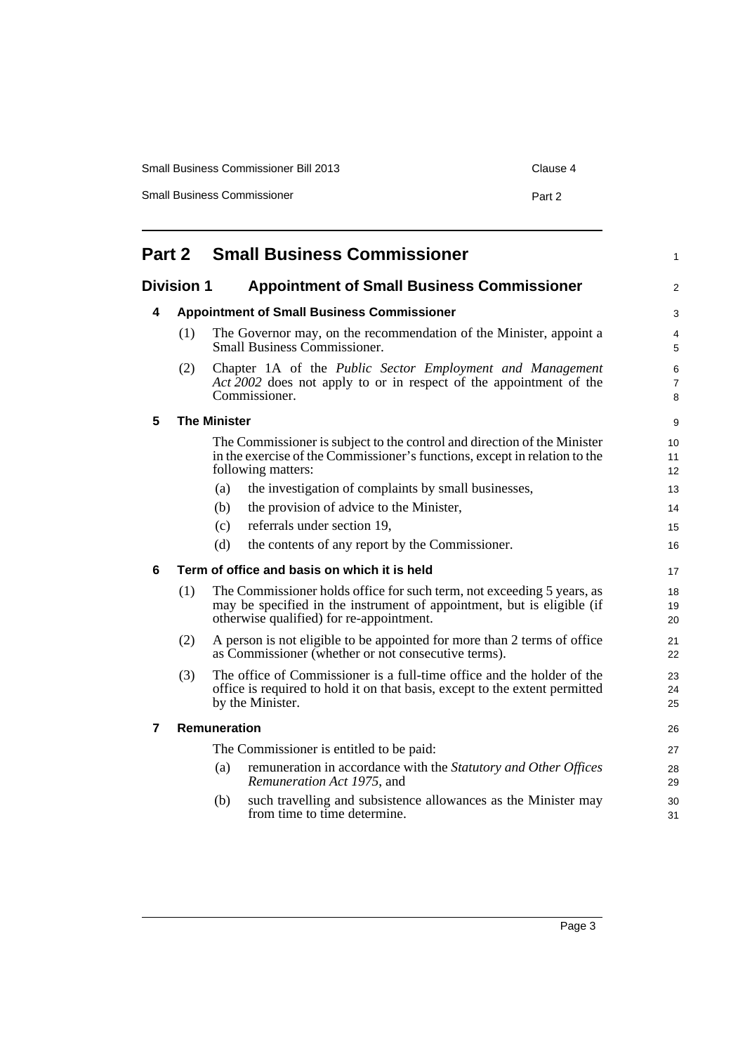# Part 2 Small Business Commissioner

## Division 1 Appointment of Small Business Commissioner

### 4 Appointment of Small Business Commissioner

(1) The Governor may, on the recommendation of the Minister, appoint a Small Business Commissioner.

(2) Chapter 1A of the *Public Sector Employment and Management Act 2002* does not apply to or in respect of the appointment of the Commissioner.

### 5 The Minister

The Commissioner is subject to the control and direction of the Minister in the exercise of the Commissioner's functions, except in relation to the following matters:

(a) the investigation of complaints by small businesses,

(b) the provision of advice to the Minister,

(c) referrals under section 19,

(d) the contents of any report by the Commissioner.

### 6 Term of office and basis on which it is held

(1) The Commissioner holds office for such term, not exceeding 5 years, as may be specified in the instrument of appointment, but is eligible (if otherwise qualified) for re-appointment.

(2) A person is not eligible to be appointed for more than 2 terms of office as Commissioner (whether or not consecutive terms).

(3) The office of Commissioner is a full-time office and the holder of the office is required to hold it on that basis, except to the extent permitted by the Minister.

### 7 Remuneration

The Commissioner is entitled to be paid:

(a) remuneration in accordance with the *Statutory and Other Offices Remuneration Act 1975*, and

(b) such travelling and subsistence allowances as the Minister may from time to time determine.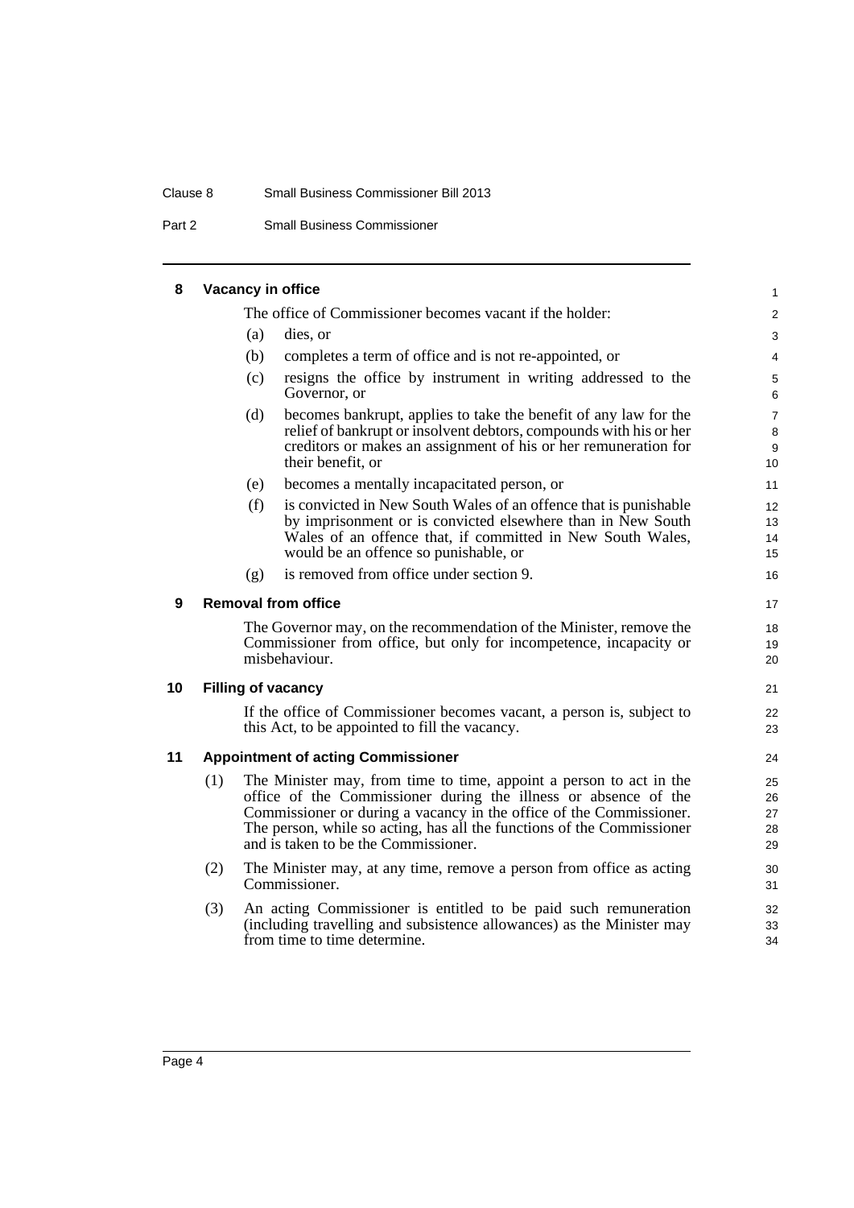### 8 Vacancy in office

The office of Commissioner becomes vacant if the holder:

(a) dies, or

(b) completes a term of office and is not re-appointed, or

(c) resigns the office by instrument in writing addressed to the Governor, or

(d) becomes bankrupt, applies to take the benefit of any law for the relief of bankrupt or insolvent debtors, compounds with his or her creditors or makes an assignment of his or her remuneration for their benefit, or

(e) becomes a mentally incapacitated person, or

(f) is convicted in New South Wales of an offence that is punishable by imprisonment or is convicted elsewhere than in New South Wales of an offence that, if committed in New South Wales, would be an offence so punishable, or

(g) is removed from office under section 9.

### 9 Removal from office

The Governor may, on the recommendation of the Minister, remove the Commissioner from office, but only for incompetence, incapacity or misbehaviour.

### 10 Filling of vacancy

If the office of Commissioner becomes vacant, a person is, subject to this Act, to be appointed to fill the vacancy.

### 11 Appointment of acting Commissioner

(1) The Minister may, from time to time, appoint a person to act in the office of the Commissioner during the illness or absence of the Commissioner or during a vacancy in the office of the Commissioner. The person, while so acting, has all the functions of the Commissioner and is taken to be the Commissioner.

(2) The Minister may, at any time, remove a person from office as acting Commissioner.

(3) An acting Commissioner is entitled to be paid such remuneration (including travelling and subsistence allowances) as the Minister may from time to time determine.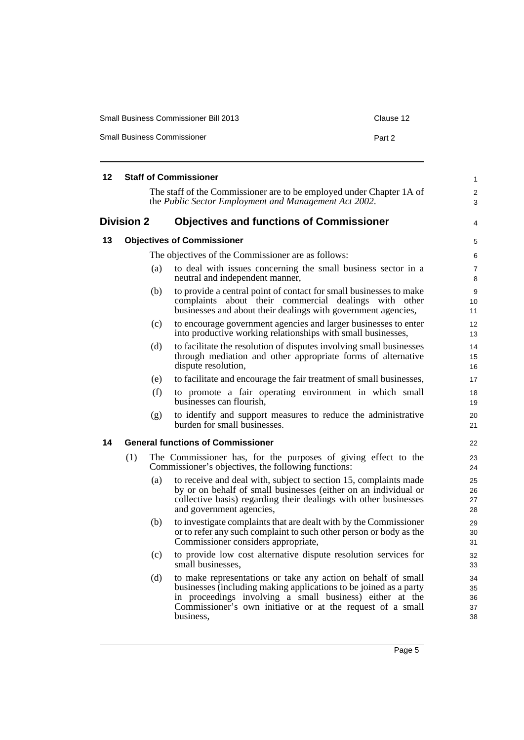## 12 Staff of Commissioner

The staff of the Commissioner are to be employed under Chapter 1A of the *Public Sector Employment and Management Act 2002*.

# Division 2 Objectives and functions of Commissioner

## 13 Objectives of Commissioner

The objectives of the Commissioner are as follows:

(a) to deal with issues concerning the small business sector in a neutral and independent manner,

(b) to provide a central point of contact for small businesses to make complaints about their commercial dealings with other businesses and about their dealings with government agencies,

(c) to encourage government agencies and larger businesses to enter into productive working relationships with small businesses,

(d) to facilitate the resolution of disputes involving small businesses through mediation and other appropriate forms of alternative dispute resolution,

(e) to facilitate and encourage the fair treatment of small businesses,

(f) to promote a fair operating environment in which small businesses can flourish,

(g) to identify and support measures to reduce the administrative burden for small businesses.

## 14 General functions of Commissioner

(1) The Commissioner has, for the purposes of giving effect to the Commissioner's objectives, the following functions:

(a) to receive and deal with, subject to section 15, complaints made by or on behalf of small businesses (either on an individual or collective basis) regarding their dealings with other businesses and government agencies,

(b) to investigate complaints that are dealt with by the Commissioner or to refer any such complaint to such other person or body as the Commissioner considers appropriate,

(c) to provide low cost alternative dispute resolution services for small businesses,

(d) to make representations or take any action on behalf of small businesses (including making applications to be joined as a party in proceedings involving a small business) either at the Commissioner's own initiative or at the request of a small business,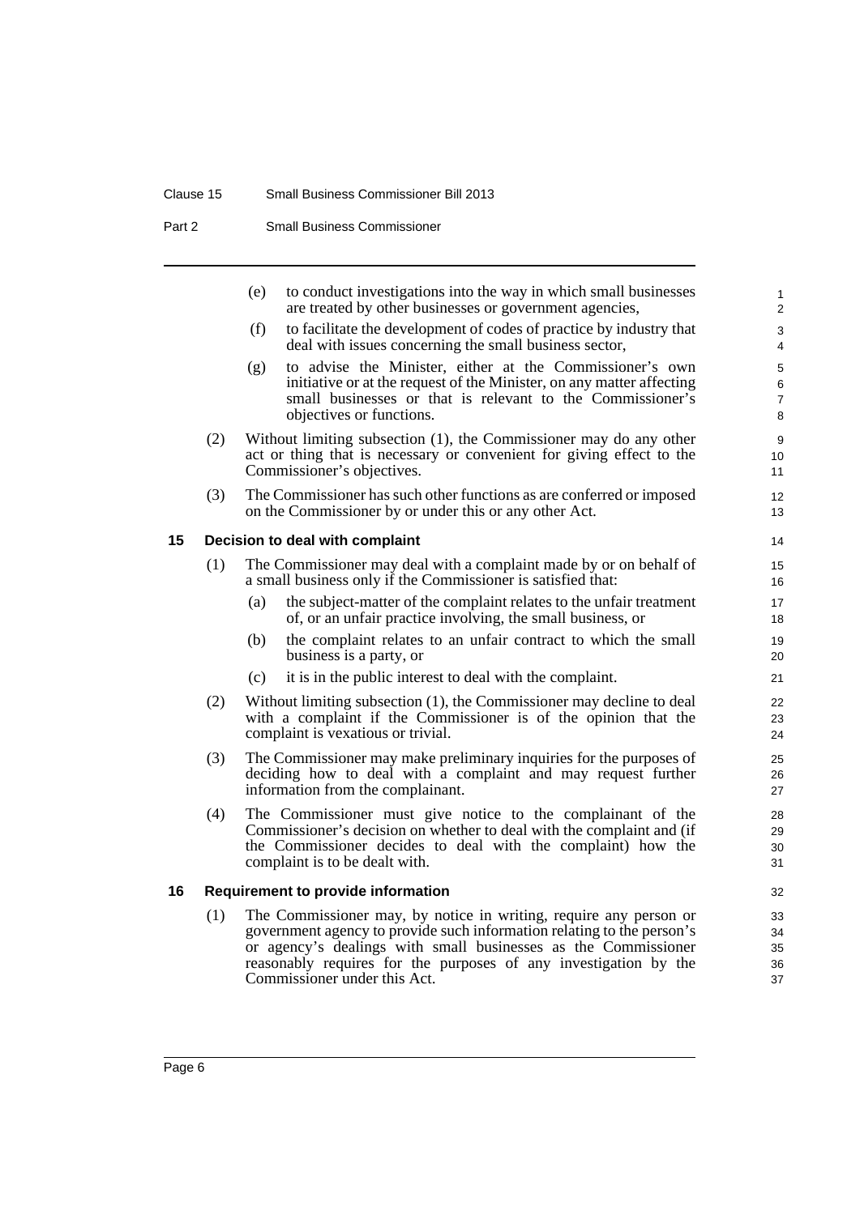(e) to conduct investigations into the way in which small businesses are treated by other businesses or government agencies,

(f) to facilitate the development of codes of practice by industry that deal with issues concerning the small business sector,

(g) to advise the Minister, either at the Commissioner's own initiative or at the request of the Minister, on any matter affecting small businesses or that is relevant to the Commissioner's objectives or functions.

(2) Without limiting subsection (1), the Commissioner may do any other act or thing that is necessary or convenient for giving effect to the Commissioner's objectives.

(3) The Commissioner has such other functions as are conferred or imposed on the Commissioner by or under this or any other Act.

### 15 Decision to deal with complaint

(1) The Commissioner may deal with a complaint made by or on behalf of a small business only if the Commissioner is satisfied that:

(a) the subject-matter of the complaint relates to the unfair treatment of, or an unfair practice involving, the small business, or

(b) the complaint relates to an unfair contract to which the small business is a party, or

(c) it is in the public interest to deal with the complaint.

(2) Without limiting subsection (1), the Commissioner may decline to deal with a complaint if the Commissioner is of the opinion that the complaint is vexatious or trivial.

(3) The Commissioner may make preliminary inquiries for the purposes of deciding how to deal with a complaint and may request further information from the complainant.

(4) The Commissioner must give notice to the complainant of the Commissioner's decision on whether to deal with the complaint and (if the Commissioner decides to deal with the complaint) how the complaint is to be dealt with.

### 16 Requirement to provide information

(1) The Commissioner may, by notice in writing, require any person or government agency to provide such information relating to the person's or agency's dealings with small businesses as the Commissioner reasonably requires for the purposes of any investigation by the Commissioner under this Act.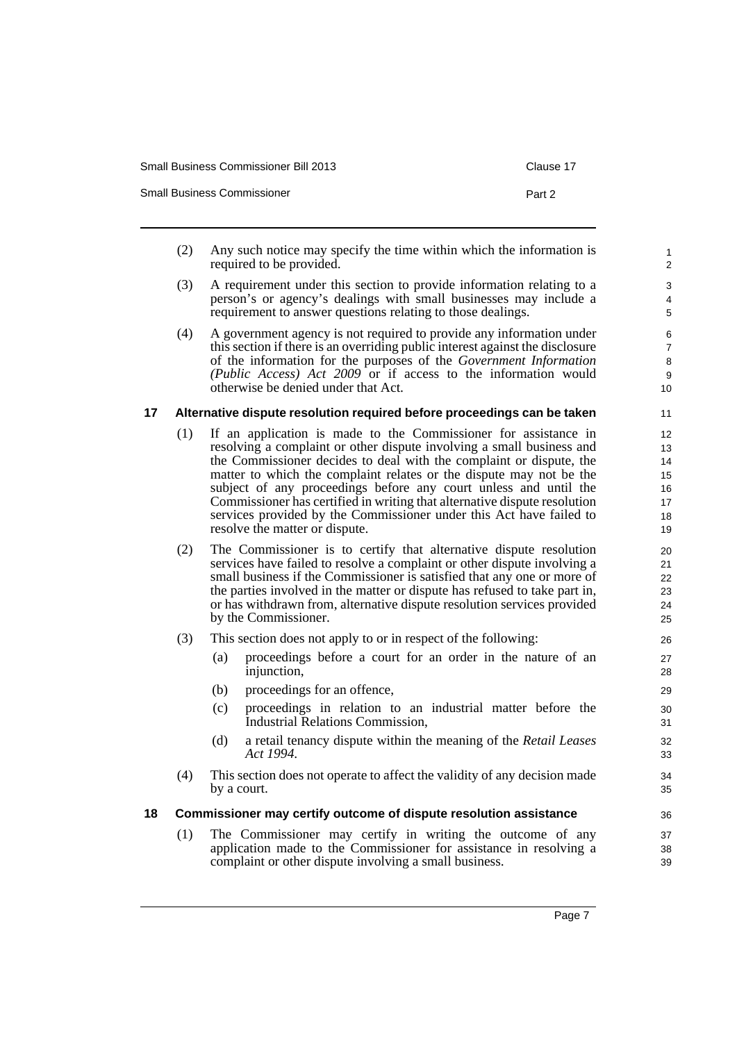(2) Any such notice may specify the time within which the information is required to be provided.

(3) A requirement under this section to provide information relating to a person's or agency's dealings with small businesses may include a requirement to answer questions relating to those dealings.

(4) A government agency is not required to provide any information under this section if there is an overriding public interest against the disclosure of the information for the purposes of the *Government Information (Public Access) Act 2009* or if access to the information would otherwise be denied under that Act.

### 17 Alternative dispute resolution required before proceedings can be taken

(1) If an application is made to the Commissioner for assistance in resolving a complaint or other dispute involving a small business and the Commissioner decides to deal with the complaint or dispute, the matter to which the complaint relates or the dispute may not be the subject of any proceedings before any court unless and until the Commissioner has certified in writing that alternative dispute resolution services provided by the Commissioner under this Act have failed to resolve the matter or dispute.

(2) The Commissioner is to certify that alternative dispute resolution services have failed to resolve a complaint or other dispute involving a small business if the Commissioner is satisfied that any one or more of the parties involved in the matter or dispute has refused to take part in, or has withdrawn from, alternative dispute resolution services provided by the Commissioner.

(3) This section does not apply to or in respect of the following:

- (a) proceedings before a court for an order in the nature of an injunction,
- (b) proceedings for an offence,
- (c) proceedings in relation to an industrial matter before the Industrial Relations Commission,
- (d) a retail tenancy dispute within the meaning of the *Retail Leases Act 1994*.

(4) This section does not operate to affect the validity of any decision made by a court.

### 18 Commissioner may certify outcome of dispute resolution assistance

(1) The Commissioner may certify in writing the outcome of any application made to the Commissioner for assistance in resolving a complaint or other dispute involving a small business.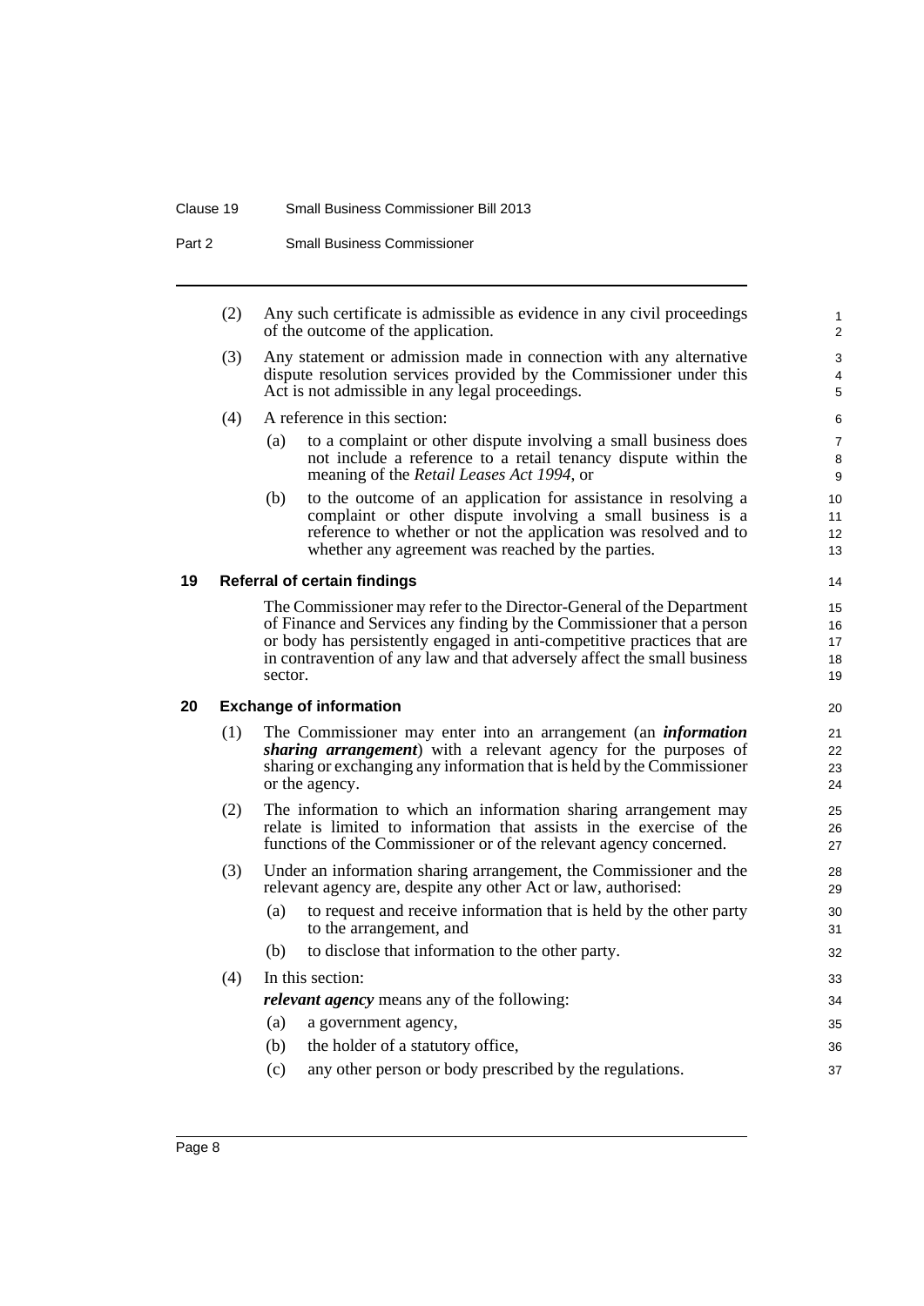(2) Any such certificate is admissible as evidence in any civil proceedings of the outcome of the application.

(3) Any statement or admission made in connection with any alternative dispute resolution services provided by the Commissioner under this Act is not admissible in any legal proceedings.

(4) A reference in this section:

(a) to a complaint or other dispute involving a small business does not include a reference to a retail tenancy dispute within the meaning of the *Retail Leases Act 1994*, or

(b) to the outcome of an application for assistance in resolving a complaint or other dispute involving a small business is a reference to whether or not the application was resolved and to whether any agreement was reached by the parties.

### 19 Referral of certain findings

The Commissioner may refer to the Director-General of the Department of Finance and Services any finding by the Commissioner that a person or body has persistently engaged in anti-competitive practices that are in contravention of any law and that adversely affect the small business sector.

### 20 Exchange of information

(1) The Commissioner may enter into an arrangement (an ***information sharing arrangement***) with a relevant agency for the purposes of sharing or exchanging any information that is held by the Commissioner or the agency.

(2) The information to which an information sharing arrangement may relate is limited to information that assists in the exercise of the functions of the Commissioner or of the relevant agency concerned.

(3) Under an information sharing arrangement, the Commissioner and the relevant agency are, despite any other Act or law, authorised:

(a) to request and receive information that is held by the other party to the arrangement, and

(b) to disclose that information to the other party.

(4) In this section:

***relevant agency*** means any of the following:

(a) a government agency,

(b) the holder of a statutory office,

(c) any other person or body prescribed by the regulations.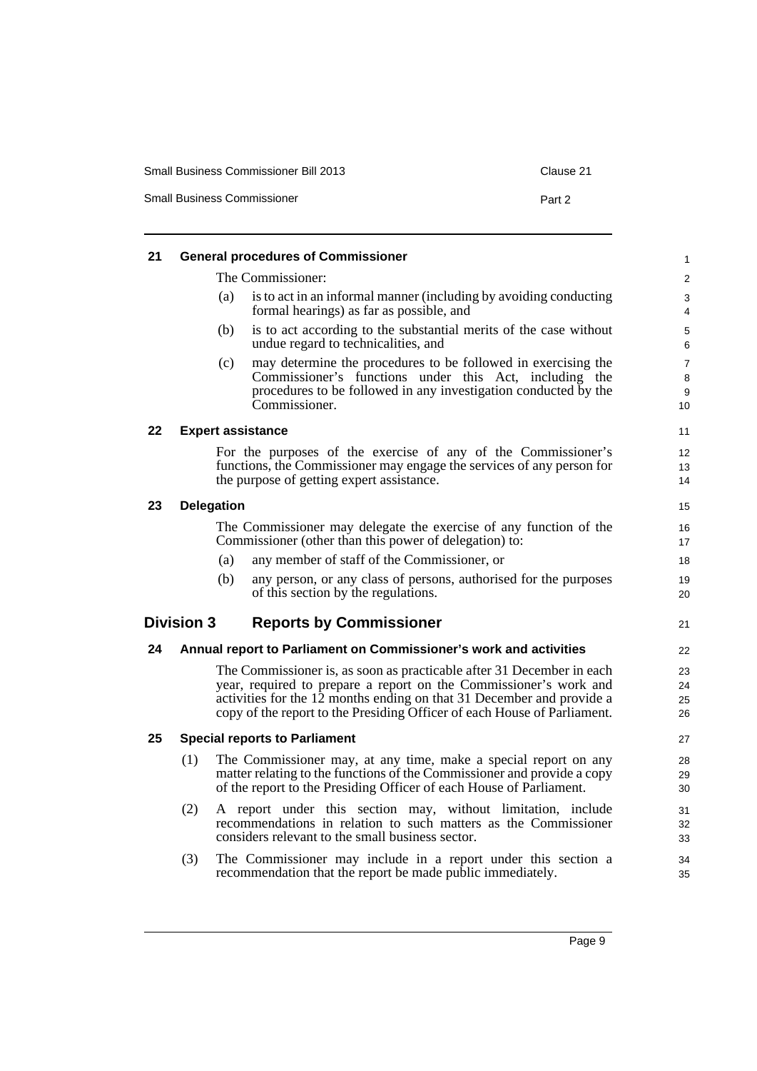#### 21 General procedures of Commissioner

The Commissioner:

(a) is to act in an informal manner (including by avoiding conducting formal hearings) as far as possible, and

(b) is to act according to the substantial merits of the case without undue regard to technicalities, and

(c) may determine the procedures to be followed in exercising the Commissioner's functions under this Act, including the procedures to be followed in any investigation conducted by the Commissioner.

#### 22 Expert assistance

For the purposes of the exercise of any of the Commissioner's functions, the Commissioner may engage the services of any person for the purpose of getting expert assistance.

#### 23 Delegation

The Commissioner may delegate the exercise of any function of the Commissioner (other than this power of delegation) to:

(a) any member of staff of the Commissioner, or

(b) any person, or any class of persons, authorised for the purposes of this section by the regulations.

### Division 3 Reports by Commissioner

#### 24 Annual report to Parliament on Commissioner's work and activities

The Commissioner is, as soon as practicable after 31 December in each year, required to prepare a report on the Commissioner's work and activities for the 12 months ending on that 31 December and provide a copy of the report to the Presiding Officer of each House of Parliament.

#### 25 Special reports to Parliament

(1) The Commissioner may, at any time, make a special report on any matter relating to the functions of the Commissioner and provide a copy of the report to the Presiding Officer of each House of Parliament.

(2) A report under this section may, without limitation, include recommendations in relation to such matters as the Commissioner considers relevant to the small business sector.

(3) The Commissioner may include in a report under this section a recommendation that the report be made public immediately.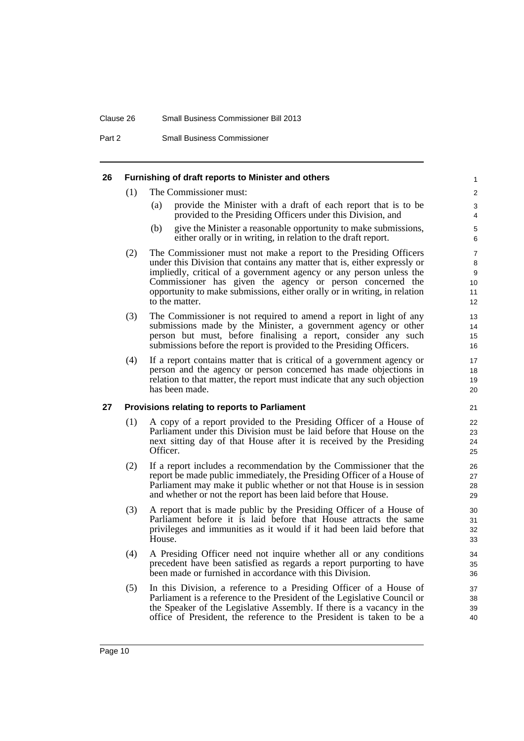### 26 Furnishing of draft reports to Minister and others

(1) The Commissioner must:

(a) provide the Minister with a draft of each report that is to be provided to the Presiding Officers under this Division, and

(b) give the Minister a reasonable opportunity to make submissions, either orally or in writing, in relation to the draft report.

(2) The Commissioner must not make a report to the Presiding Officers under this Division that contains any matter that is, either expressly or impliedly, critical of a government agency or any person unless the Commissioner has given the agency or person concerned the opportunity to make submissions, either orally or in writing, in relation to the matter.

(3) The Commissioner is not required to amend a report in light of any submissions made by the Minister, a government agency or other person but must, before finalising a report, consider any such submissions before the report is provided to the Presiding Officers.

(4) If a report contains matter that is critical of a government agency or person and the agency or person concerned has made objections in relation to that matter, the report must indicate that any such objection has been made.

### 27 Provisions relating to reports to Parliament

(1) A copy of a report provided to the Presiding Officer of a House of Parliament under this Division must be laid before that House on the next sitting day of that House after it is received by the Presiding Officer.

(2) If a report includes a recommendation by the Commissioner that the report be made public immediately, the Presiding Officer of a House of Parliament may make it public whether or not that House is in session and whether or not the report has been laid before that House.

(3) A report that is made public by the Presiding Officer of a House of Parliament before it is laid before that House attracts the same privileges and immunities as it would if it had been laid before that House.

(4) A Presiding Officer need not inquire whether all or any conditions precedent have been satisfied as regards a report purporting to have been made or furnished in accordance with this Division.

(5) In this Division, a reference to a Presiding Officer of a House of Parliament is a reference to the President of the Legislative Council or the Speaker of the Legislative Assembly. If there is a vacancy in the office of President, the reference to the President is taken to be a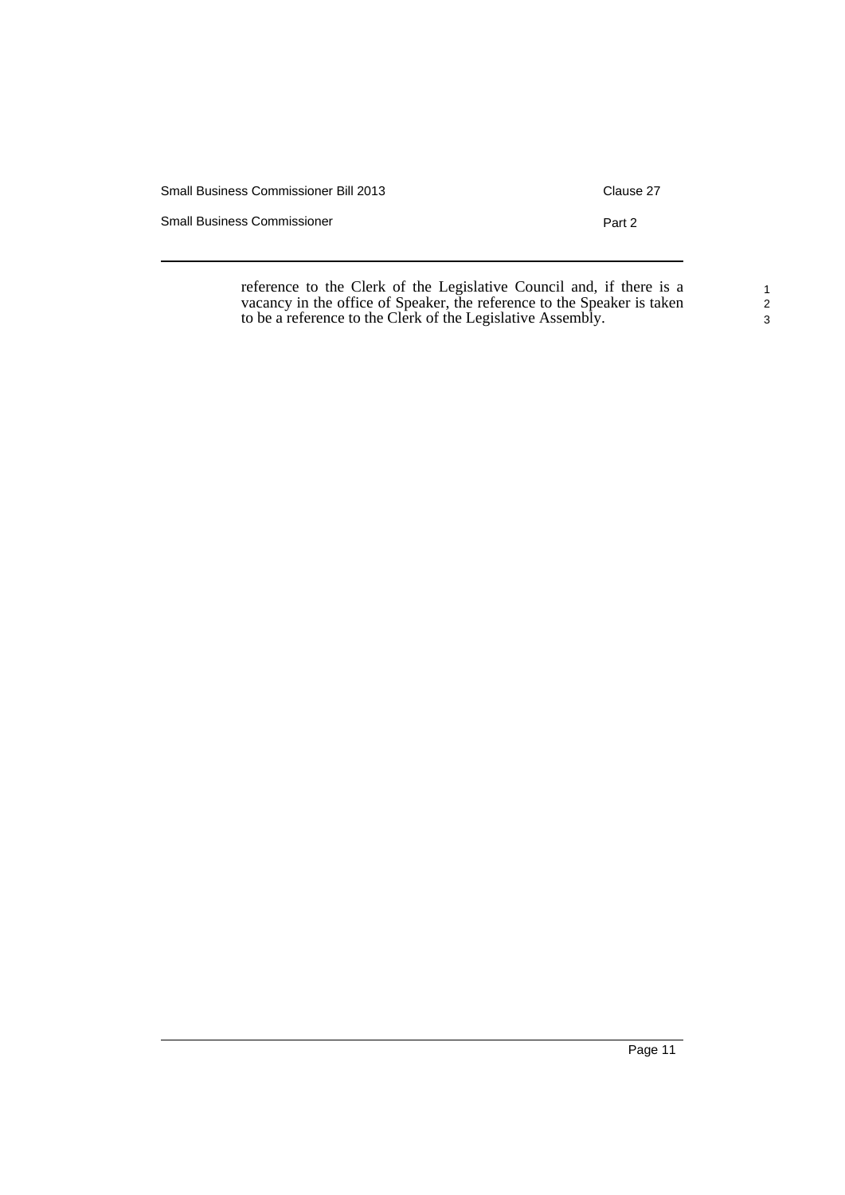reference to the Clerk of the Legislative Council and, if there is a vacancy in the office of Speaker, the reference to the Speaker is taken to be a reference to the Clerk of the Legislative Assembly.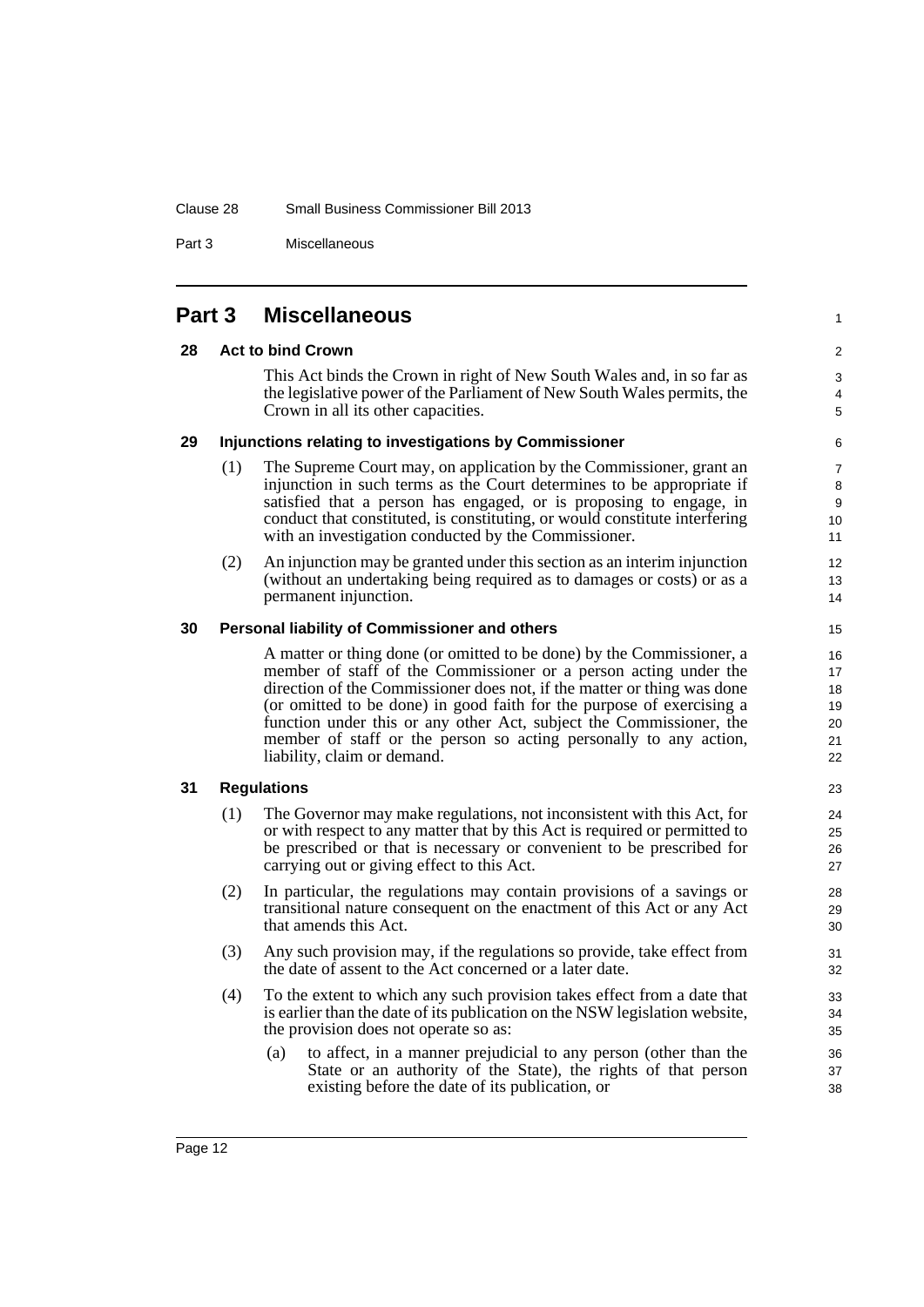# Part 3 Miscellaneous

### 28 Act to bind Crown

This Act binds the Crown in right of New South Wales and, in so far as the legislative power of the Parliament of New South Wales permits, the Crown in all its other capacities.

### 29 Injunctions relating to investigations by Commissioner

(1) The Supreme Court may, on application by the Commissioner, grant an injunction in such terms as the Court determines to be appropriate if satisfied that a person has engaged, or is proposing to engage, in conduct that constituted, is constituting, or would constitute interfering with an investigation conducted by the Commissioner.

(2) An injunction may be granted under this section as an interim injunction (without an undertaking being required as to damages or costs) or as a permanent injunction.

### 30 Personal liability of Commissioner and others

A matter or thing done (or omitted to be done) by the Commissioner, a member of staff of the Commissioner or a person acting under the direction of the Commissioner does not, if the matter or thing was done (or omitted to be done) in good faith for the purpose of exercising a function under this or any other Act, subject the Commissioner, the member of staff or the person so acting personally to any action, liability, claim or demand.

### 31 Regulations

(1) The Governor may make regulations, not inconsistent with this Act, for or with respect to any matter that by this Act is required or permitted to be prescribed or that is necessary or convenient to be prescribed for carrying out or giving effect to this Act.

(2) In particular, the regulations may contain provisions of a savings or transitional nature consequent on the enactment of this Act or any Act that amends this Act.

(3) Any such provision may, if the regulations so provide, take effect from the date of assent to the Act concerned or a later date.

(4) To the extent to which any such provision takes effect from a date that is earlier than the date of its publication on the NSW legislation website, the provision does not operate so as:

(a) to affect, in a manner prejudicial to any person (other than the State or an authority of the State), the rights of that person existing before the date of its publication, or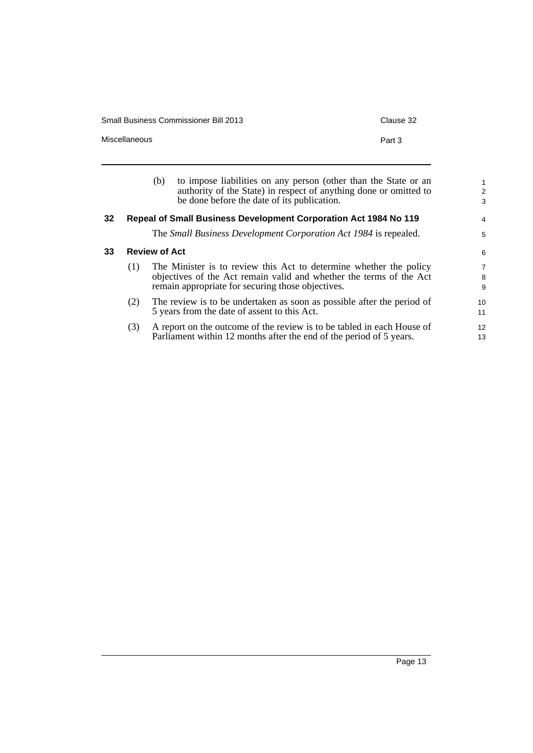(b) to impose liabilities on any person (other than the State or an authority of the State) in respect of anything done or omitted to be done before the date of its publication.

### 32 Repeal of Small Business Development Corporation Act 1984 No 119

The *Small Business Development Corporation Act 1984* is repealed.

### 33 Review of Act

(1) The Minister is to review this Act to determine whether the policy objectives of the Act remain valid and whether the terms of the Act remain appropriate for securing those objectives.

(2) The review is to be undertaken as soon as possible after the period of 5 years from the date of assent to this Act.

(3) A report on the outcome of the review is to be tabled in each House of Parliament within 12 months after the end of the period of 5 years.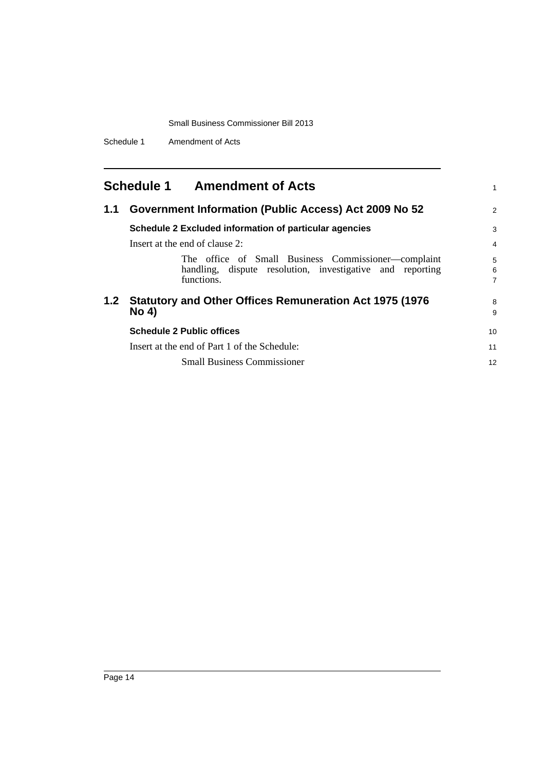# Schedule 1 Amendment of Acts

## 1.1 Government Information (Public Access) Act 2009 No 52

### Schedule 2 Excluded information of particular agencies

Insert at the end of clause 2:

> The office of Small Business Commissioner—complaint handling, dispute resolution, investigative and reporting functions.

## 1.2 Statutory and Other Offices Remuneration Act 1975 (1976 No 4)

### Schedule 2 Public offices

Insert at the end of Part 1 of the Schedule:

> Small Business Commissioner